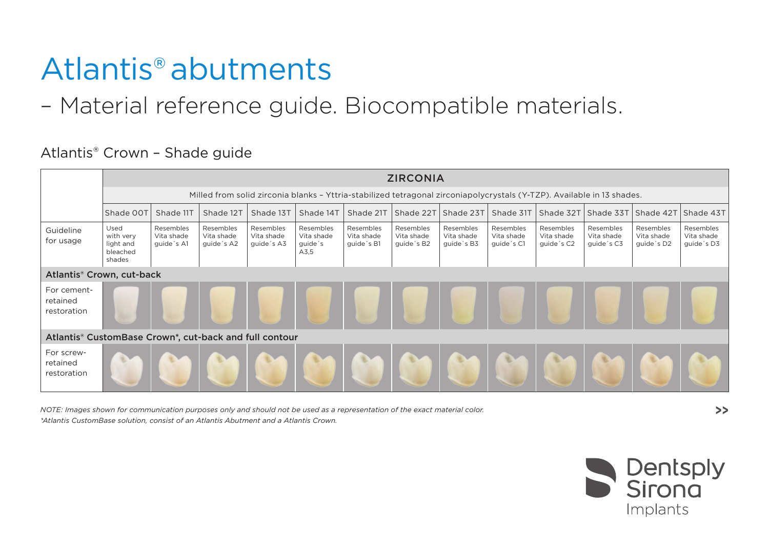# Atlantis® abutments

## – Material reference guide. Biocompatible materials.

### Atlantis® Crown – Shade guide

| | ZIRCONIA | | | | | | | | | | | | |
|---|---|---|---|---|---|---|---|---|---|---|---|---|---|
| | Milled from solid zirconia blanks – Yttria-stabilized tetragonal zirconiapolycrystals (Y-TZP). Available in 13 shades. | | | | | | | | | | | | |
| | Shade 00T | Shade 11T | Shade 12T | Shade 13T | Shade 14T | Shade 21T | Shade 22T | Shade 23T | Shade 31T | Shade 32T | Shade 33T | Shade 42T | Shade 43T |
| Guideline for usage | Used with very light and bleached shades | Resembles Vita shade guide´s A1 | Resembles Vita shade guide´s A2 | Resembles Vita shade guide´s A3 | Resembles Vita shade guide´s A3,5 | Resembles Vita shade guide´s B1 | Resembles Vita shade guide´s B2 | Resembles Vita shade guide´s B3 | Resembles Vita shade guide´s C1 | Resembles Vita shade guide´s C2 | Resembles Vita shade guide´s C3 | Resembles Vita shade guide´s D2 | Resembles Vita shade guide´s D3 |
| **Atlantis® Crown, cut-back** | | | | | | | | | | | | | |
| For cement-retained restoration | | | | | | | | | | | | | |
| **Atlantis® CustomBase Crown\*, cut-back and full contour** | | | | | | | | | | | | | |
| For screw-retained restoration | | | | | | | | | | | | | |

*NOTE: Images shown for communication purposes only and should not be used as a representation of the exact material color.*

*\*Atlantis CustomBase solution, consist of an Atlantis Abutment and a Atlantis Crown.*

Dentsply Sirona Implants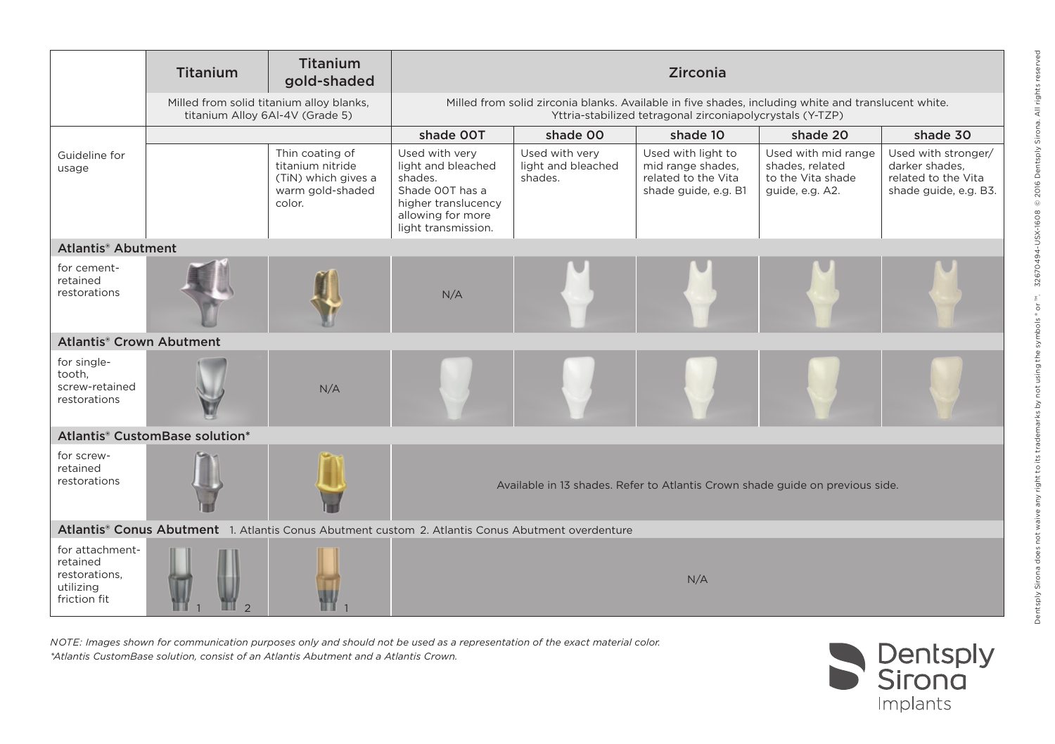| | Titanium | Titanium gold-shaded | Zirconia | | | | |
|---|---|---|---|---|---|---|---|
| | Milled from solid titanium alloy blanks, titanium Alloy 6Al-4V (Grade 5) | | Milled from solid zirconia blanks. Available in five shades, including white and translucent white. Yttria-stabilized tetragonal zirconiapolycrystals (Y-TZP) | | | | |
| | | | shade 00T | shade 00 | shade 10 | shade 20 | shade 30 |
| Guideline for usage | | Thin coating of titanium nitride (TiN) which gives a warm gold-shaded color. | Used with very light and bleached shades. Shade 00T has a higher translucency allowing for more light transmission. | Used with very light and bleached shades. | Used with light to mid range shades, related to the Vita shade guide, e.g. B1 | Used with mid range shades, related to the Vita shade guide, e.g. A2. | Used with stronger/ darker shades, related to the Vita shade guide, e.g. B3. |
| **Atlantis® Abutment** | | | | | | | |
| for cement-retained restorations | | | N/A | | | | |
| **Atlantis® Crown Abutment** | | | | | | | |
| for single-tooth, screw-retained restorations | | N/A | | | | | |
| **Atlantis® CustomBase solution*** | | | | | | | |
| for screw-retained restorations | | | Available in 13 shades. Refer to Atlantis Crown shade guide on previous side. | | | | |
| **Atlantis® Conus Abutment** 1. Atlantis Conus Abutment custom 2. Atlantis Conus Abutment overdenture | | | | | | | |
| for attachment-retained restorations, utilizing friction fit | 1 2 | 1 | N/A | | | | |

*NOTE: Images shown for communication purposes only and should not be used as a representation of the exact material color.*

*\*Atlantis CustomBase solution, consist of an Atlantis Abutment and a Atlantis Crown.*

Dentsply Sirona Implants

Dentsply Sirona does not waive any right to its trademarks by not using the symbols ® or ™. 32670494-USX-1608 © 2016 Dentsply Sirona. All rights reserved